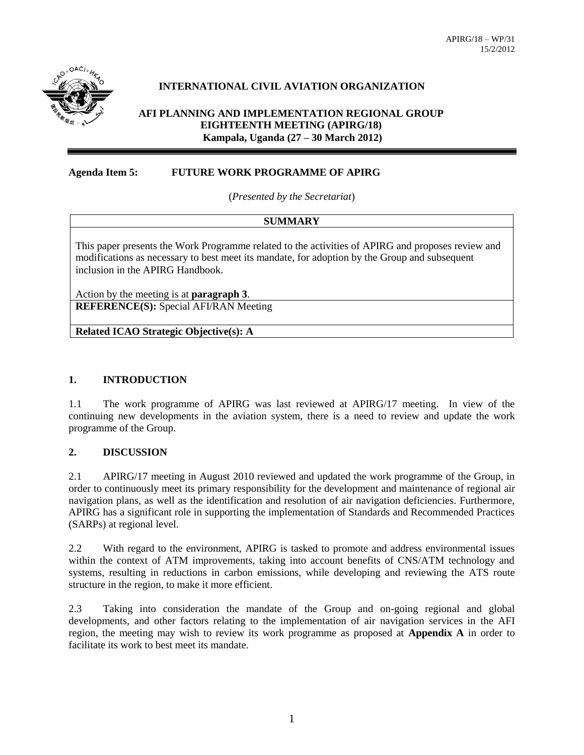APIRG/18 – WP/31
15/2/2012

# INTERNATIONAL CIVIL AVIATION ORGANIZATION

## AFI PLANNING AND IMPLEMENTATION REGIONAL GROUP EIGHTEENTH MEETING (APIRG/18)
**Kampala, Uganda (27 – 30 March 2012)**

---

**Agenda Item 5: FUTURE WORK PROGRAMME OF APIRG**

(*Presented by the Secretariat*)

| **SUMMARY** |
| --- |
| This paper presents the Work Programme related to the activities of APIRG and proposes review and modifications as necessary to best meet its mandate, for adoption by the Group and subsequent inclusion in the APIRG Handbook.<br><br>Action by the meeting is at **paragraph 3**. |
| **REFERENCE(S):** Special AFI/RAN Meeting |
| **Related ICAO Strategic Objective(s): A** |

## 1. INTRODUCTION

1.1 The work programme of APIRG was last reviewed at APIRG/17 meeting. In view of the continuing new developments in the aviation system, there is a need to review and update the work programme of the Group.

## 2. DISCUSSION

2.1 APIRG/17 meeting in August 2010 reviewed and updated the work programme of the Group, in order to continuously meet its primary responsibility for the development and maintenance of regional air navigation plans, as well as the identification and resolution of air navigation deficiencies. Furthermore, APIRG has a significant role in supporting the implementation of Standards and Recommended Practices (SARPs) at regional level.

2.2 With regard to the environment, APIRG is tasked to promote and address environmental issues within the context of ATM improvements, taking into account benefits of CNS/ATM technology and systems, resulting in reductions in carbon emissions, while developing and reviewing the ATS route structure in the region, to make it more efficient.

2.3 Taking into consideration the mandate of the Group and on-going regional and global developments, and other factors relating to the implementation of air navigation services in the AFI region, the meeting may wish to review its work programme as proposed at **Appendix A** in order to facilitate its work to best meet its mandate.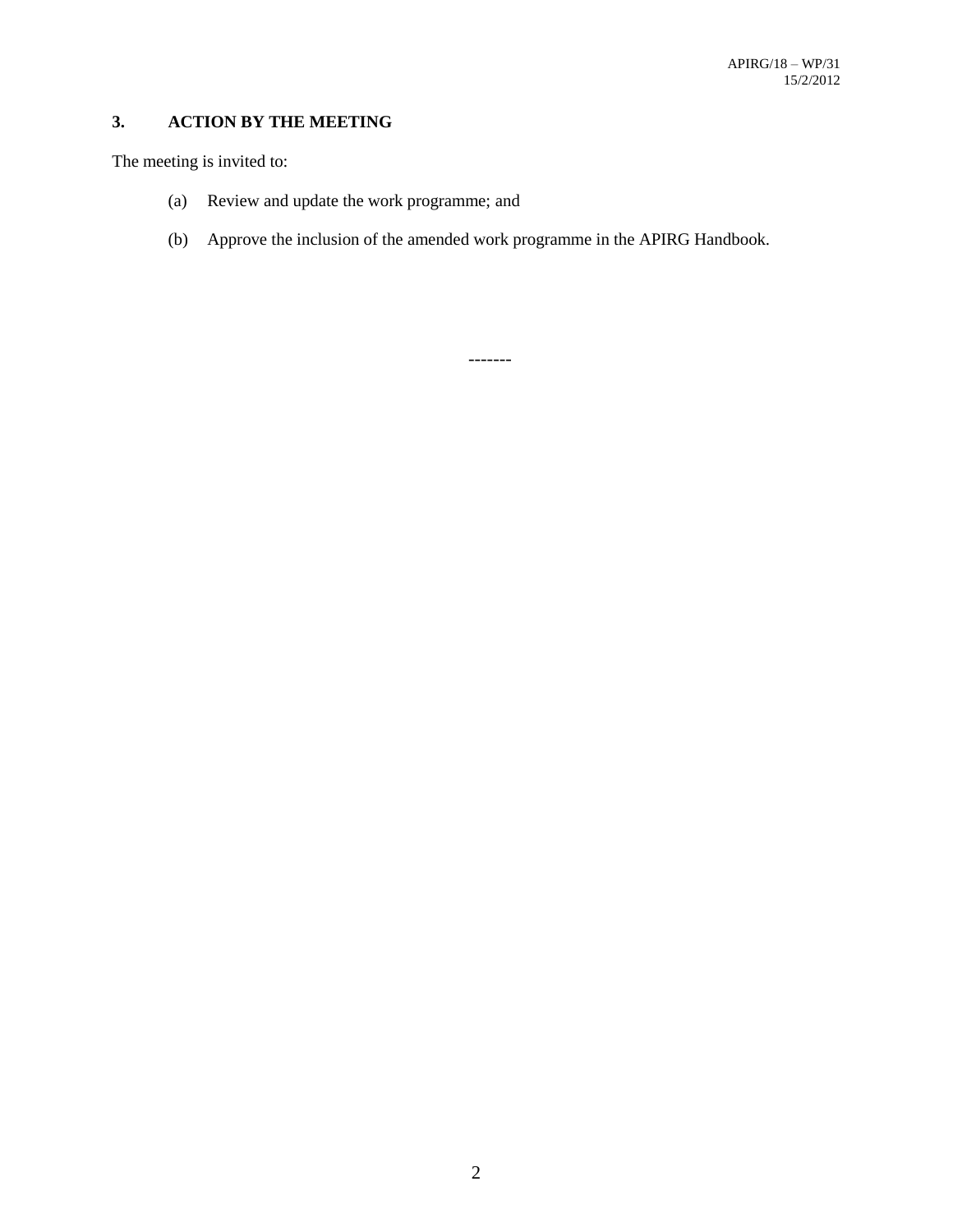## 3. ACTION BY THE MEETING

The meeting is invited to:

(a) Review and update the work programme; and

(b) Approve the inclusion of the amended work programme in the APIRG Handbook.

-------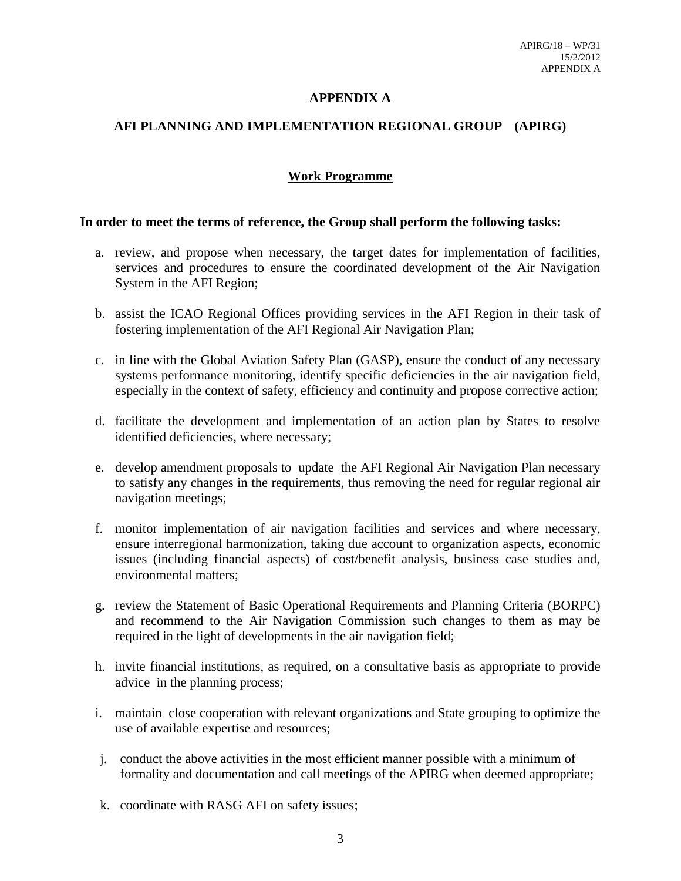# APPENDIX A

## AFI PLANNING AND IMPLEMENTATION REGIONAL GROUP (APIRG)

### Work Programme

**In order to meet the terms of reference, the Group shall perform the following tasks:**

a. review, and propose when necessary, the target dates for implementation of facilities, services and procedures to ensure the coordinated development of the Air Navigation System in the AFI Region;

b. assist the ICAO Regional Offices providing services in the AFI Region in their task of fostering implementation of the AFI Regional Air Navigation Plan;

c. in line with the Global Aviation Safety Plan (GASP), ensure the conduct of any necessary systems performance monitoring, identify specific deficiencies in the air navigation field, especially in the context of safety, efficiency and continuity and propose corrective action;

d. facilitate the development and implementation of an action plan by States to resolve identified deficiencies, where necessary;

e. develop amendment proposals to update the AFI Regional Air Navigation Plan necessary to satisfy any changes in the requirements, thus removing the need for regular regional air navigation meetings;

f. monitor implementation of air navigation facilities and services and where necessary, ensure interregional harmonization, taking due account to organization aspects, economic issues (including financial aspects) of cost/benefit analysis, business case studies and, environmental matters;

g. review the Statement of Basic Operational Requirements and Planning Criteria (BORPC) and recommend to the Air Navigation Commission such changes to them as may be required in the light of developments in the air navigation field;

h. invite financial institutions, as required, on a consultative basis as appropriate to provide advice in the planning process;

i. maintain close cooperation with relevant organizations and State grouping to optimize the use of available expertise and resources;

j. conduct the above activities in the most efficient manner possible with a minimum of formality and documentation and call meetings of the APIRG when deemed appropriate;

k. coordinate with RASG AFI on safety issues;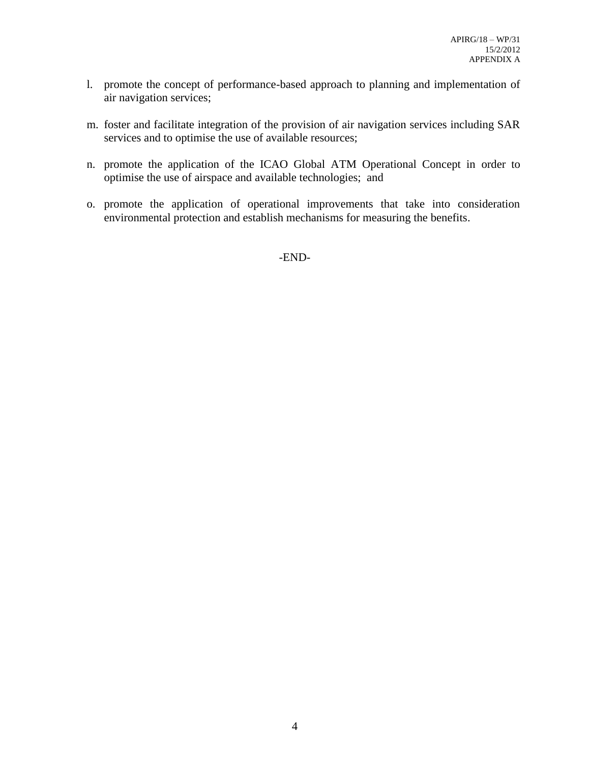l. promote the concept of performance-based approach to planning and implementation of air navigation services;

m. foster and facilitate integration of the provision of air navigation services including SAR services and to optimise the use of available resources;

n. promote the application of the ICAO Global ATM Operational Concept in order to optimise the use of airspace and available technologies; and

o. promote the application of operational improvements that take into consideration environmental protection and establish mechanisms for measuring the benefits.

-END-